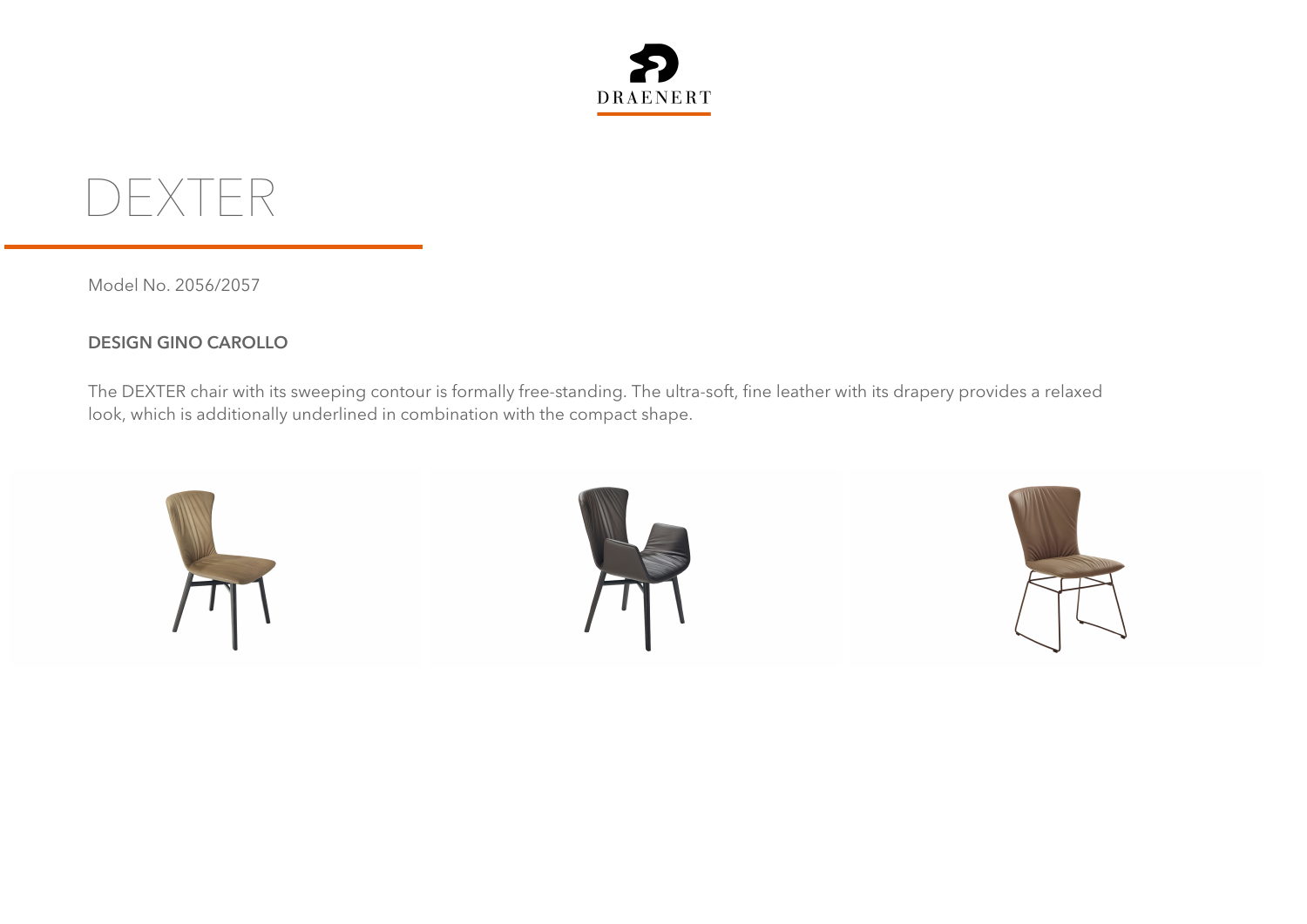DRAENERT

# DEXTER

Model No. 2056/2057

**DESIGN GINO CAROLLO**

The DEXTER chair with its sweeping contour is formally free-standing. The ultra-soft, fine leather with its drapery provides a relaxed look, which is additionally underlined in combination with the compact shape.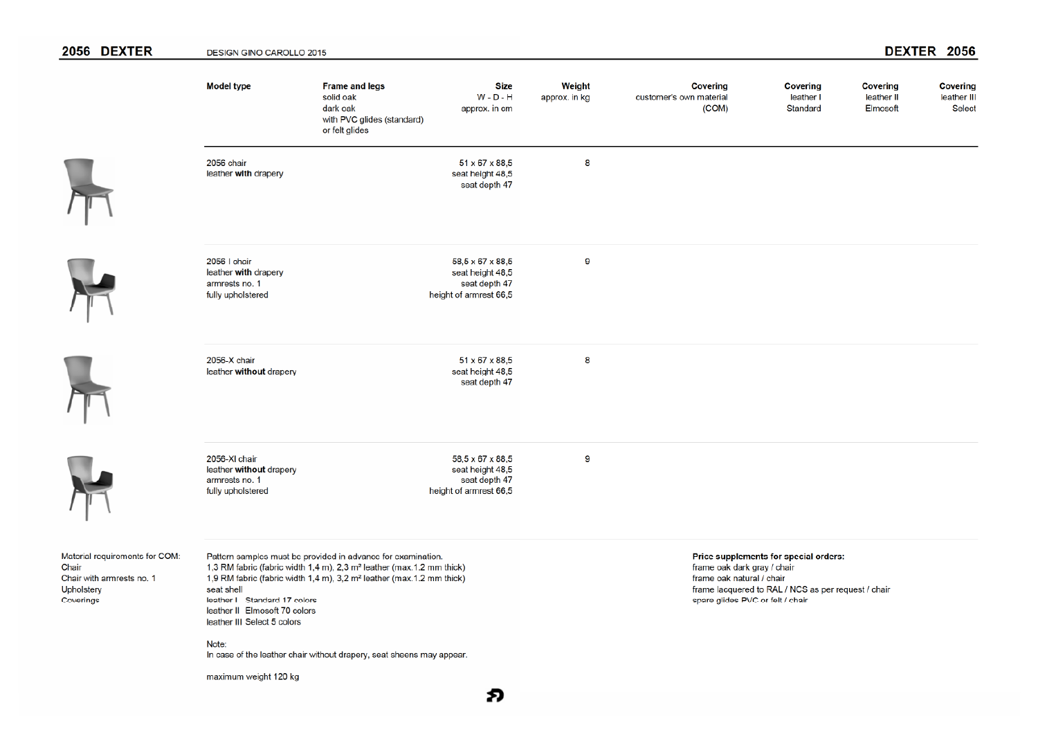# 2056 DEXTER

DESIGN GINO CAROLLO 2015

| Model type | Frame and legs solid oak dark oak with PVC glides (standard) or felt glides | Size W - D - H approx. in cm | Weight approx. in kg | Covering customer's own material (COM) | Covering leather I Standard | Covering leather II Elmosoft | Covering leather III Select |
|---|---|---|---|---|---|---|---|
| 2056 chair leather **with** drapery | | 51 x 67 x 88,5 seat height 48,5 seat depth 47 | 8 | | | | |
| 2056 I chair leather **with** drapery armrests no. 1 fully upholstered | | 58,5 x 67 x 88,5 seat height 48,5 seat depth 47 height of armrest 66,5 | 9 | | | | |
| 2056-X chair leather **without** drapery | | 51 x 67 x 88,5 seat height 48,5 seat depth 47 | 8 | | | | |
| 2056-XI chair leather **without** drapery armrests no. 1 fully upholstered | | 58,5 x 67 x 88,5 seat height 48,5 seat depth 47 height of armrest 66,5 | 9 | | | | |

Material requirements for COM: Pattern samples must be provided in advance for examination.

Chair: 1,3 RM fabric (fabric width 1,4 m), 2,3 m² leather (max.1.2 mm thick)

Chair with armrests no. 1: 1,9 RM fabric (fabric width 1,4 m), 3,2 m² leather (max.1.2 mm thick)

Upholstery: seat shell

Coverings:
leather I Standard 17 colors
leather II Elmosoft 70 colors
leather III Select 5 colors

Note:
In case of the leather chair without drapery, seat sheens may appear.

maximum weight 120 kg

**Price supplements for special orders:**

frame oak dark gray / chair
frame oak natural / chair
frame lacquered to RAL / NCS as per request / chair
spare glides PVC or felt / chair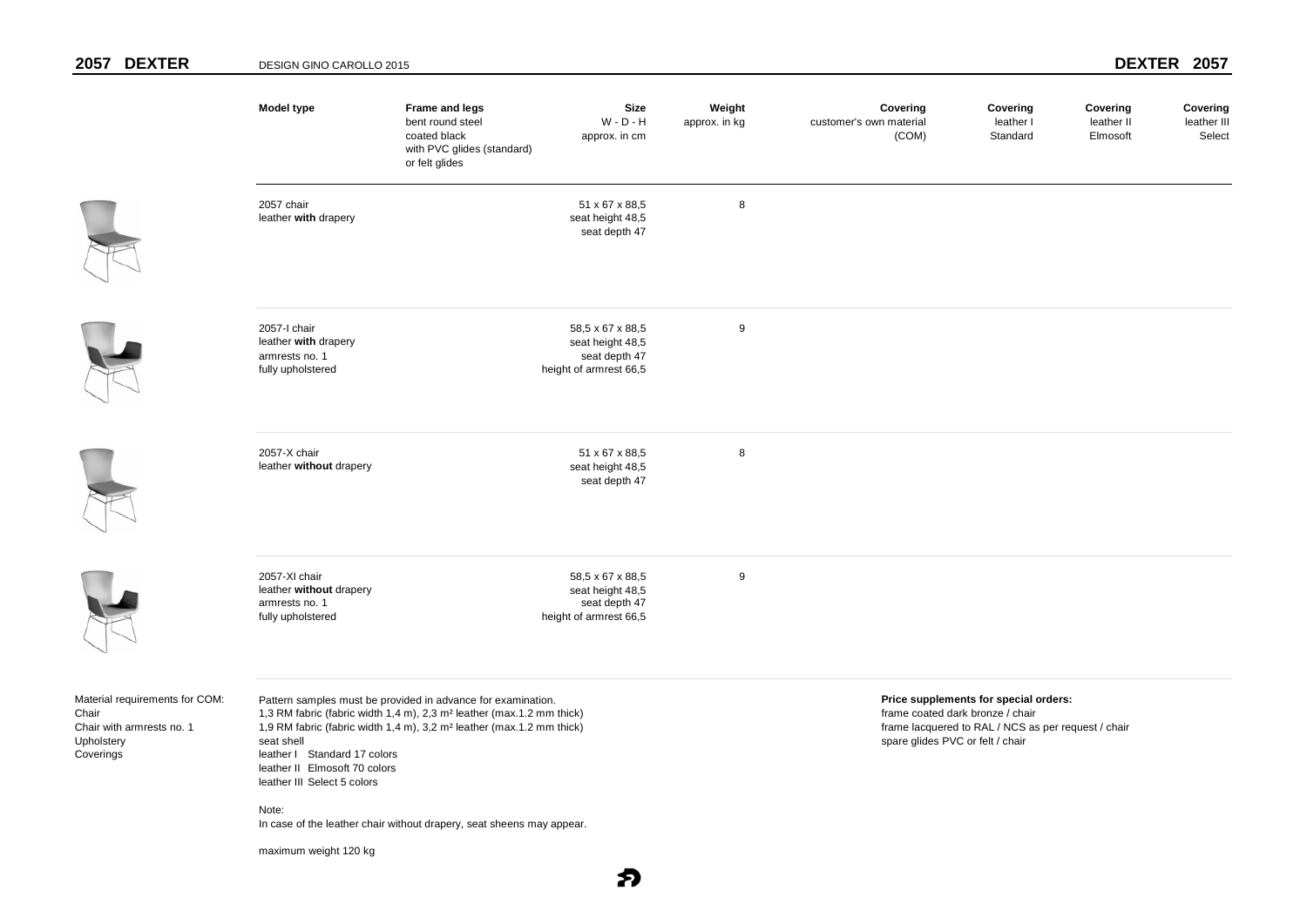# 2057 DEXTER

DESIGN GINO CAROLLO 2015

| Model type | Frame and legs bent round steel coated black with PVC glides (standard) or felt glides | Size W - D - H approx. in cm | Weight approx. in kg | Covering customer's own material (COM) | Covering leather I Standard | Covering leather II Elmosoft | Covering leather III Select |
|---|---|---|---|---|---|---|---|
| 2057 chair<br>leather **with** drapery | | 51 x 67 x 88,5<br>seat height 48,5<br>seat depth 47 | 8 | | | | |
| 2057-I chair<br>leather **with** drapery<br>armrests no. 1<br>fully upholstered | | 58,5 x 67 x 88,5<br>seat height 48,5<br>seat depth 47<br>height of armrest 66,5 | 9 | | | | |
| 2057-X chair<br>leather **without** drapery | | 51 x 67 x 88,5<br>seat height 48,5<br>seat depth 47 | 8 | | | | |
| 2057-XI chair<br>leather **without** drapery<br>armrests no. 1<br>fully upholstered | | 58,5 x 67 x 88,5<br>seat height 48,5<br>seat depth 47<br>height of armrest 66,5 | 9 | | | | |

Material requirements for COM: Pattern samples must be provided in advance for examination.

Chair: 1,3 RM fabric (fabric width 1,4 m), 2,3 m² leather (max.1.2 mm thick)

Chair with armrests no. 1: 1,9 RM fabric (fabric width 1,4 m), 3,2 m² leather (max.1.2 mm thick)

Upholstery: seat shell

Coverings:
leather I Standard 17 colors
leather II Elmosoft 70 colors
leather III Select 5 colors

Note:
In case of the leather chair without drapery, seat sheens may appear.

maximum weight 120 kg

**Price supplements for special orders:**
frame coated dark bronze / chair
frame lacquered to RAL / NCS as per request / chair
spare glides PVC or felt / chair